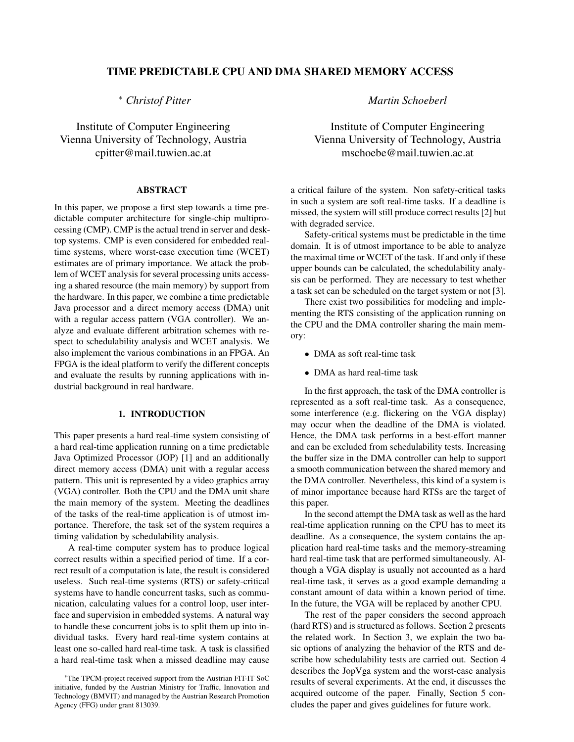# TIME PREDICTABLE CPU AND DMA SHARED MEMORY ACCESS

[*] *Christof Pitter*

Institute of Computer Engineering
Vienna University of Technology, Austria
cpitter@mail.tuwien.ac.at

*Martin Schoeberl*

Institute of Computer Engineering
Vienna University of Technology, Austria
mschoebe@mail.tuwien.ac.at

## ABSTRACT

In this paper, we propose a first step towards a time predictable computer architecture for single-chip multiprocessing (CMP). CMP is the actual trend in server and desktop systems. CMP is even considered for embedded real-time systems, where worst-case execution time (WCET) estimates are of primary importance. We attack the problem of WCET analysis for several processing units accessing a shared resource (the main memory) by support from the hardware. In this paper, we combine a time predictable Java processor and a direct memory access (DMA) unit with a regular access pattern (VGA controller). We analyze and evaluate different arbitration schemes with respect to schedulability analysis and WCET analysis. We also implement the various combinations in an FPGA. An FPGA is the ideal platform to verify the different concepts and evaluate the results by running applications with industrial background in real hardware.

## 1. INTRODUCTION

This paper presents a hard real-time system consisting of a hard real-time application running on a time predictable Java Optimized Processor (JOP) [1] and an additionally direct memory access (DMA) unit with a regular access pattern. This unit is represented by a video graphics array (VGA) controller. Both the CPU and the DMA unit share the main memory of the system. Meeting the deadlines of the tasks of the real-time application is of utmost importance. Therefore, the task set of the system requires a timing validation by schedulability analysis.

A real-time computer system has to produce logical correct results within a specified period of time. If a correct result of a computation is late, the result is considered useless. Such real-time systems (RTS) or safety-critical systems have to handle concurrent tasks, such as communication, calculating values for a control loop, user interface and supervision in embedded systems. A natural way to handle these concurrent jobs is to split them up into individual tasks. Every hard real-time system contains at least one so-called hard real-time task. A task is classified a hard real-time task when a missed deadline may cause a critical failure of the system. Non safety-critical tasks in such a system are soft real-time tasks. If a deadline is missed, the system will still produce correct results [2] but with degraded service.

Safety-critical systems must be predictable in the time domain. It is of utmost importance to be able to analyze the maximal time or WCET of the task. If and only if these upper bounds can be calculated, the schedulability analysis can be performed. They are necessary to test whether a task set can be scheduled on the target system or not [3].

There exist two possibilities for modeling and implementing the RTS consisting of the application running on the CPU and the DMA controller sharing the main memory:

- DMA as soft real-time task
- DMA as hard real-time task

In the first approach, the task of the DMA controller is represented as a soft real-time task. As a consequence, some interference (e.g. flickering on the VGA display) may occur when the deadline of the DMA is violated. Hence, the DMA task performs in a best-effort manner and can be excluded from schedulability tests. Increasing the buffer size in the DMA controller can help to support a smooth communication between the shared memory and the DMA controller. Nevertheless, this kind of a system is of minor importance because hard RTSs are the target of this paper.

In the second attempt the DMA task as well as the hard real-time application running on the CPU has to meet its deadline. As a consequence, the system contains the application hard real-time tasks and the memory-streaming hard real-time task that are performed simultaneously. Although a VGA display is usually not accounted as a hard real-time task, it serves as a good example demanding a constant amount of data within a known period of time. In the future, the VGA will be replaced by another CPU.

The rest of the paper considers the second approach (hard RTS) and is structured as follows. Section 2 presents the related work. In Section 3, we explain the two basic options of analyzing the behavior of the RTS and describe how schedulability tests are carried out. Section 4 describes the JopVga system and the worst-case analysis results of several experiments. At the end, it discusses the acquired outcome of the paper. Finally, Section 5 concludes the paper and gives guidelines for future work.

[*] The TPCM-project received support from the Austrian FIT-IT SoC initiative, funded by the Austrian Ministry for Traffic, Innovation and Technology (BMVIT) and managed by the Austrian Research Promotion Agency (FFG) under grant 813039.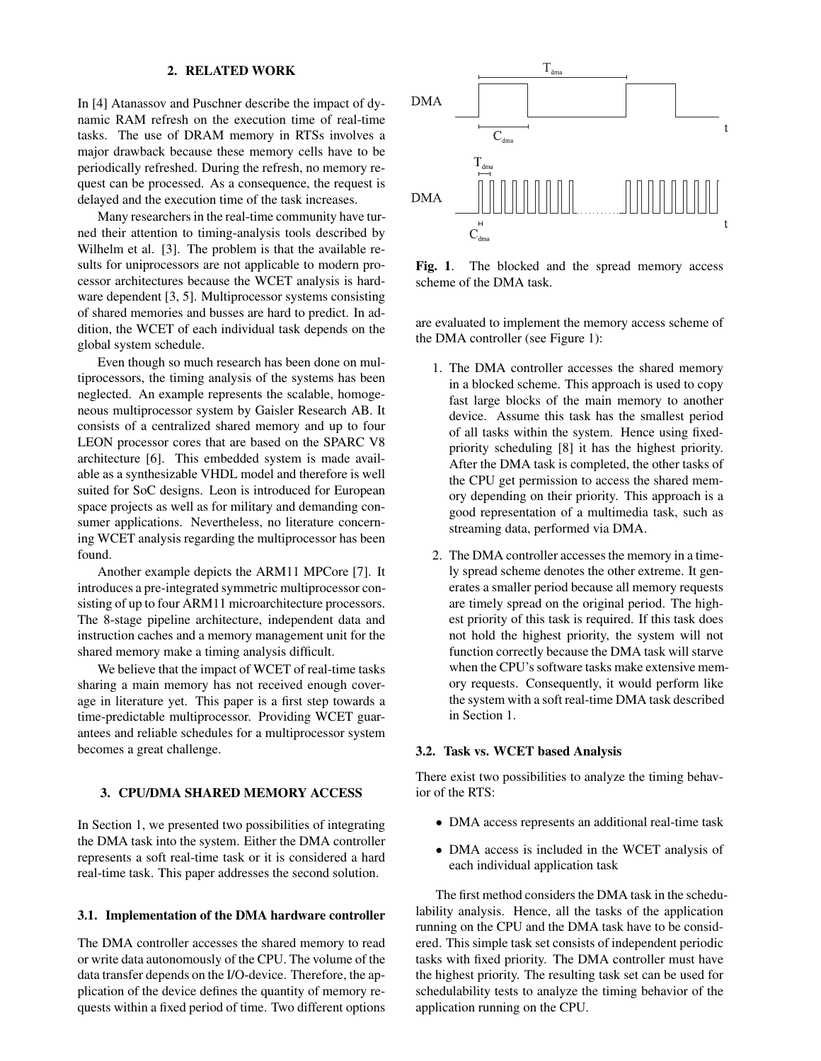## 2. RELATED WORK

In [4] Atanassov and Puschner describe the impact of dynamic RAM refresh on the execution time of real-time tasks. The use of DRAM memory in RTSs involves a major drawback because these memory cells have to be periodically refreshed. During the refresh, no memory request can be processed. As a consequence, the request is delayed and the execution time of the task increases.

Many researchers in the real-time community have turned their attention to timing-analysis tools described by Wilhelm et al. [3]. The problem is that the available results for uniprocessors are not applicable to modern processor architectures because the WCET analysis is hardware dependent [3, 5]. Multiprocessor systems consisting of shared memories and busses are hard to predict. In addition, the WCET of each individual task depends on the global system schedule.

Even though so much research has been done on multiprocessors, the timing analysis of the systems has been neglected. An example represents the scalable, homogeneous multiprocessor system by Gaisler Research AB. It consists of a centralized shared memory and up to four LEON processor cores that are based on the SPARC V8 architecture [6]. This embedded system is made available as a synthesizable VHDL model and therefore is well suited for SoC designs. Leon is introduced for European space projects as well as for military and demanding consumer applications. Nevertheless, no literature concerning WCET analysis regarding the multiprocessor has been found.

Another example depicts the ARM11 MPCore [7]. It introduces a pre-integrated symmetric multiprocessor consisting of up to four ARM11 microarchitecture processors. The 8-stage pipeline architecture, independent data and instruction caches and a memory management unit for the shared memory make a timing analysis difficult.

We believe that the impact of WCET of real-time tasks sharing a main memory has not received enough coverage in literature yet. This paper is a first step towards a time-predictable multiprocessor. Providing WCET guarantees and reliable schedules for a multiprocessor system becomes a great challenge.

## 3. CPU/DMA SHARED MEMORY ACCESS

In Section 1, we presented two possibilities of integrating the DMA task into the system. Either the DMA controller represents a soft real-time task or it is considered a hard real-time task. This paper addresses the second solution.

### 3.1. Implementation of the DMA hardware controller

The DMA controller accesses the shared memory to read or write data autonomously of the CPU. The volume of the data transfer depends on the I/O-device. Therefore, the application of the device defines the quantity of memory requests within a fixed period of time. Two different options are evaluated to implement the memory access scheme of the DMA controller (see Figure 1):

**Fig. 1**. The blocked and the spread memory access scheme of the DMA task.

1. The DMA controller accesses the shared memory in a blocked scheme. This approach is used to copy fast large blocks of the main memory to another device. Assume this task has the smallest period of all tasks within the system. Hence using fixed-priority scheduling [8] it has the highest priority. After the DMA task is completed, the other tasks of the CPU get permission to access the shared memory depending on their priority. This approach is a good representation of a multimedia task, such as streaming data, performed via DMA.
2. The DMA controller accesses the memory in a timely spread scheme denotes the other extreme. It generates a smaller period because all memory requests are timely spread on the original period. The highest priority of this task is required. If this task does not hold the highest priority, the system will not function correctly because the DMA task will starve when the CPU's software tasks make extensive memory requests. Consequently, it would perform like the system with a soft real-time DMA task described in Section 1.

### 3.2. Task vs. WCET based Analysis

There exist two possibilities to analyze the timing behavior of the RTS:

- DMA access represents an additional real-time task
- DMA access is included in the WCET analysis of each individual application task

The first method considers the DMA task in the schedulability analysis. Hence, all the tasks of the application running on the CPU and the DMA task have to be considered. This simple task set consists of independent periodic tasks with fixed priority. The DMA controller must have the highest priority. The resulting task set can be used for schedulability tests to analyze the timing behavior of the application running on the CPU.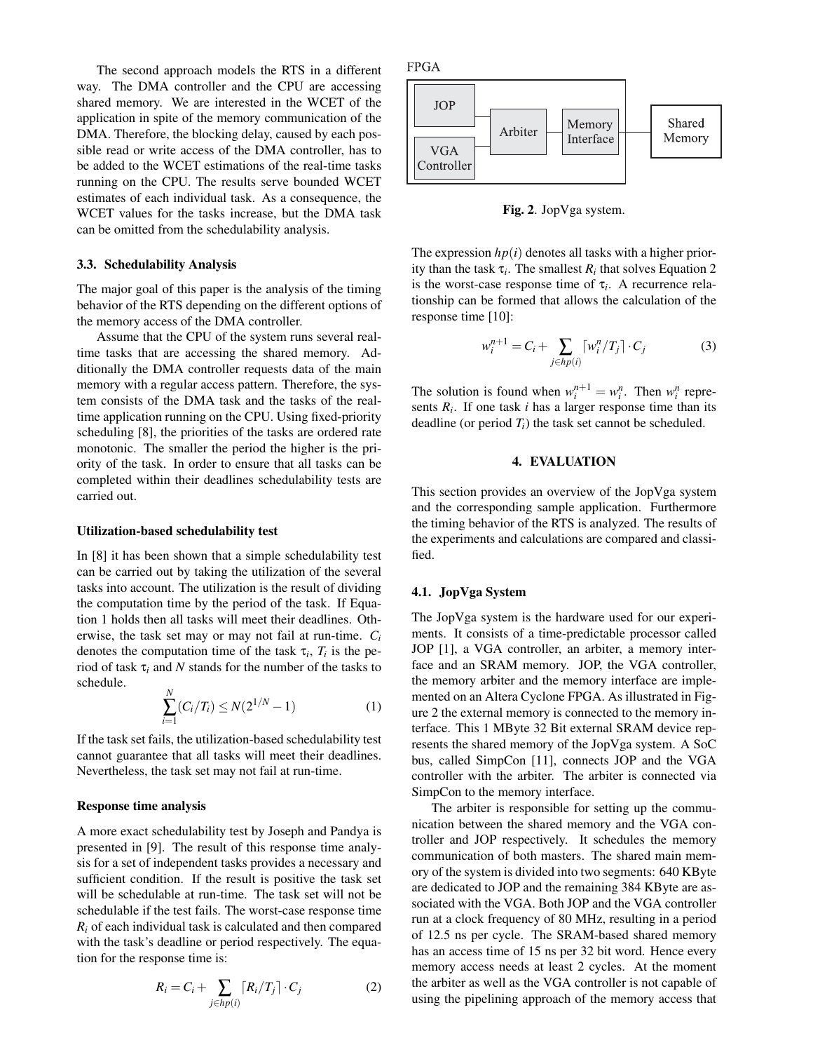The second approach models the RTS in a different way. The DMA controller and the CPU are accessing shared memory. We are interested in the WCET of the application in spite of the memory communication of the DMA. Therefore, the blocking delay, caused by each possible read or write access of the DMA controller, has to be added to the WCET estimations of the real-time tasks running on the CPU. The results serve bounded WCET estimates of each individual task. As a consequence, the WCET values for the tasks increase, but the DMA task can be omitted from the schedulability analysis.

### 3.3. Schedulability Analysis

The major goal of this paper is the analysis of the timing behavior of the RTS depending on the different options of the memory access of the DMA controller.

Assume that the CPU of the system runs several real-time tasks that are accessing the shared memory. Additionally the DMA controller requests data of the main memory with a regular access pattern. Therefore, the system consists of the DMA task and the tasks of the real-time application running on the CPU. Using fixed-priority scheduling [8], the priorities of the tasks are ordered rate monotonic. The smaller the period the higher is the priority of the task. In order to ensure that all tasks can be completed within their deadlines schedulability tests are carried out.

#### Utilization-based schedulability test

In [8] it has been shown that a simple schedulability test can be carried out by taking the utilization of the several tasks into account. The utilization is the result of dividing the computation time by the period of the task. If Equation 1 holds then all tasks will meet their deadlines. Otherwise, the task set may or may not fail at run-time. $C_i$ denotes the computation time of the task $\tau_i$, $T_i$ is the period of task $\tau_i$ and $N$ stands for the number of the tasks to schedule.

$$\sum_{i=1}^{N}(C_i/T_i) \leq N(2^{1/N}-1) \tag{1}$$

If the task set fails, the utilization-based schedulability test cannot guarantee that all tasks will meet their deadlines. Nevertheless, the task set may not fail at run-time.

#### Response time analysis

A more exact schedulability test by Joseph and Pandya is presented in [9]. The result of this response time analysis for a set of independent tasks provides a necessary and sufficient condition. If the result is positive the task set will be schedulable at run-time. The task set will not be schedulable if the test fails. The worst-case response time $R_i$ of each individual task is calculated and then compared with the task's deadline or period respectively. The equation for the response time is:

$$R_i = C_i + \sum_{j \in hp(i)} \lceil R_i/T_j \rceil \cdot C_j \tag{2}$$

FPGA: JOP, VGA Controller → Arbiter → Memory Interface → Shared Memory

**Fig. 2**. JopVga system.

The expression $hp(i)$ denotes all tasks with a higher priority than the task $\tau_i$. The smallest $R_i$ that solves Equation 2 is the worst-case response time of $\tau_i$. A recurrence relationship can be formed that allows the calculation of the response time [10]:

$$w_i^{n+1} = C_i + \sum_{j \in hp(i)} \lceil w_i^n/T_j \rceil \cdot C_j \tag{3}$$

The solution is found when $w_i^{n+1} = w_i^n$. Then $w_i^n$ represents $R_i$. If one task $i$ has a larger response time than its deadline (or period $T_i$) the task set cannot be scheduled.

## 4. EVALUATION

This section provides an overview of the JopVga system and the corresponding sample application. Furthermore the timing behavior of the RTS is analyzed. The results of the experiments and calculations are compared and classified.

### 4.1. JopVga System

The JopVga system is the hardware used for our experiments. It consists of a time-predictable processor called JOP [1], a VGA controller, an arbiter, a memory interface and an SRAM memory. JOP, the VGA controller, the memory arbiter and the memory interface are implemented on an Altera Cyclone FPGA. As illustrated in Figure 2 the external memory is connected to the memory interface. This 1 MByte 32 Bit external SRAM device represents the shared memory of the JopVga system. A SoC bus, called SimpCon [11], connects JOP and the VGA controller with the arbiter. The arbiter is connected via SimpCon to the memory interface.

The arbiter is responsible for setting up the communication between the shared memory and the VGA controller and JOP respectively. It schedules the memory communication of both masters. The shared main memory of the system is divided into two segments: 640 KByte are dedicated to JOP and the remaining 384 KByte are associated with the VGA. Both JOP and the VGA controller run at a clock frequency of 80 MHz, resulting in a period of 12.5 ns per cycle. The SRAM-based shared memory has an access time of 15 ns per 32 bit word. Hence every memory access needs at least 2 cycles. At the moment the arbiter as well as the VGA controller is not capable of using the pipelining approach of the memory access that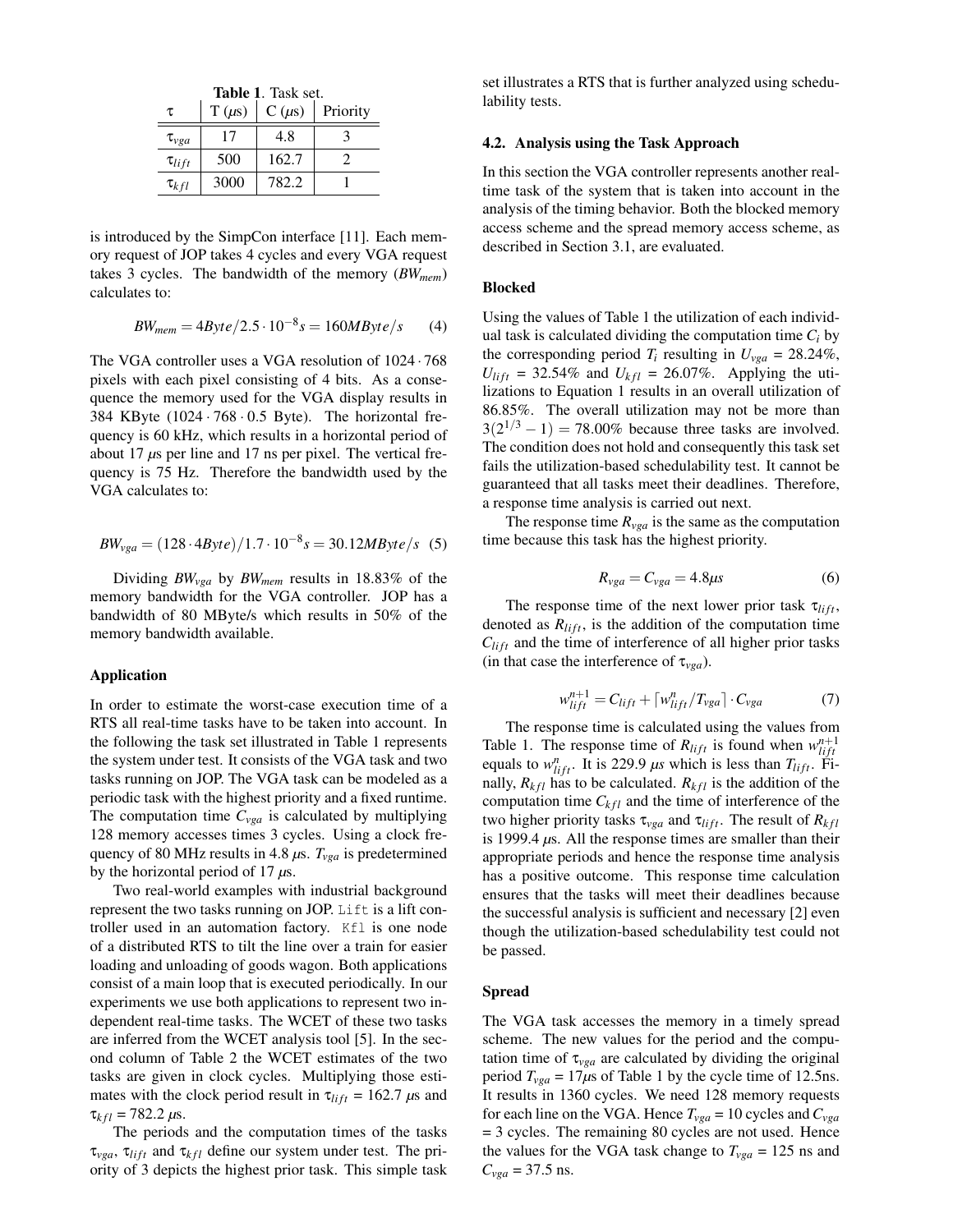**Table 1**. Task set.

| $\tau$ | T ($\mu$s) | C ($\mu$s) | Priority |
|---|---|---|---|
| $\tau_{vga}$ | 17 | 4.8 | 3 |
| $\tau_{lift}$ | 500 | 162.7 | 2 |
| $\tau_{kfl}$ | 3000 | 782.2 | 1 |

is introduced by the SimpCon interface [11]. Each memory request of JOP takes 4 cycles and every VGA request takes 3 cycles. The bandwidth of the memory ($BW_{mem}$) calculates to:

$$BW_{mem} = 4Byte/2.5 \cdot 10^{-8}s = 160MByte/s \quad (4)$$

The VGA controller uses a VGA resolution of $1024 \cdot 768$ pixels with each pixel consisting of 4 bits. As a consequence the memory used for the VGA display results in 384 KByte ($1024 \cdot 768 \cdot 0.5$ Byte). The horizontal frequency is 60 kHz, which results in a horizontal period of about 17 $\mu$s per line and 17 ns per pixel. The vertical frequency is 75 Hz. Therefore the bandwidth used by the VGA calculates to:

$$BW_{vga} = (128 \cdot 4Byte)/1.7 \cdot 10^{-8}s = 30.12MByte/s \quad (5)$$

Dividing $BW_{vga}$ by $BW_{mem}$ results in 18.83% of the memory bandwidth for the VGA controller. JOP has a bandwidth of 80 MByte/s which results in 50% of the memory bandwidth available.

### Application

In order to estimate the worst-case execution time of a RTS all real-time tasks have to be taken into account. In the following the task set illustrated in Table 1 represents the system under test. It consists of the VGA task and two tasks running on JOP. The VGA task can be modeled as a periodic task with the highest priority and a fixed runtime. The computation time $C_{vga}$ is calculated by multiplying 128 memory accesses times 3 cycles. Using a clock frequency of 80 MHz results in 4.8 $\mu$s. $T_{vga}$ is predetermined by the horizontal period of 17 $\mu$s.

Two real-world examples with industrial background represent the two tasks running on JOP. `Lift` is a lift controller used in an automation factory. `Kfl` is one node of a distributed RTS to tilt the line over a train for easier loading and unloading of goods wagon. Both applications consist of a main loop that is executed periodically. In our experiments we use both applications to represent two independent real-time tasks. The WCET of these two tasks are inferred from the WCET analysis tool [5]. In the second column of Table 2 the WCET estimates of the two tasks are given in clock cycles. Multiplying those estimates with the clock period result in $\tau_{lift}$ = 162.7 $\mu$s and $\tau_{kfl}$ = 782.2 $\mu$s.

The periods and the computation times of the tasks $\tau_{vga}$, $\tau_{lift}$ and $\tau_{kfl}$ define our system under test. The priority of 3 depicts the highest prior task. This simple task set illustrates a RTS that is further analyzed using schedulability tests.

## 4.2. Analysis using the Task Approach

In this section the VGA controller represents another real-time task of the system that is taken into account in the analysis of the timing behavior. Both the blocked memory access scheme and the spread memory access scheme, as described in Section 3.1, are evaluated.

### Blocked

Using the values of Table 1 the utilization of each individual task is calculated dividing the computation time $C_i$ by the corresponding period $T_i$ resulting in $U_{vga}$ = 28.24%, $U_{lift}$ = 32.54% and $U_{kfl}$ = 26.07%. Applying the utilizations to Equation 1 results in an overall utilization of 86.85%. The overall utilization may not be more than $3(2^{1/3} - 1) = 78.00\%$ because three tasks are involved. The condition does not hold and consequently this task set fails the utilization-based schedulability test. It cannot be guaranteed that all tasks meet their deadlines. Therefore, a response time analysis is carried out next.

The response time $R_{vga}$ is the same as the computation time because this task has the highest priority.

$$R_{vga} = C_{vga} = 4.8\mu s \quad (6)$$

The response time of the next lower prior task $\tau_{lift}$, denoted as $R_{lift}$, is the addition of the computation time $C_{lift}$ and the time of interference of all higher prior tasks (in that case the interference of $\tau_{vga}$).

$$w_{lift}^{n+1} = C_{lift} + \lceil w_{lift}^{n}/T_{vga} \rceil \cdot C_{vga} \quad (7)$$

The response time is calculated using the values from Table 1. The response time of $R_{lift}$ is found when $w_{lift}^{n+1}$ equals to $w_{lift}^{n}$. It is 229.9 $\mu s$ which is less than $T_{lift}$. Finally, $R_{kfl}$ has to be calculated. $R_{kfl}$ is the addition of the computation time $C_{kfl}$ and the time of interference of the two higher priority tasks $\tau_{vga}$ and $\tau_{lift}$. The result of $R_{kfl}$ is 1999.4 $\mu$s. All the response times are smaller than their appropriate periods and hence the response time analysis has a positive outcome. This response time calculation ensures that the tasks will meet their deadlines because the successful analysis is sufficient and necessary [2] even though the utilization-based schedulability test could not be passed.

### Spread

The VGA task accesses the memory in a timely spread scheme. The new values for the period and the computation time of $\tau_{vga}$ are calculated by dividing the original period $T_{vga}$ = 17$\mu$s of Table 1 by the cycle time of 12.5ns. It results in 1360 cycles. We need 128 memory requests for each line on the VGA. Hence $T_{vga}$ = 10 cycles and $C_{vga}$ = 3 cycles. The remaining 80 cycles are not used. Hence the values for the VGA task change to $T_{vga}$ = 125 ns and $C_{vga}$ = 37.5 ns.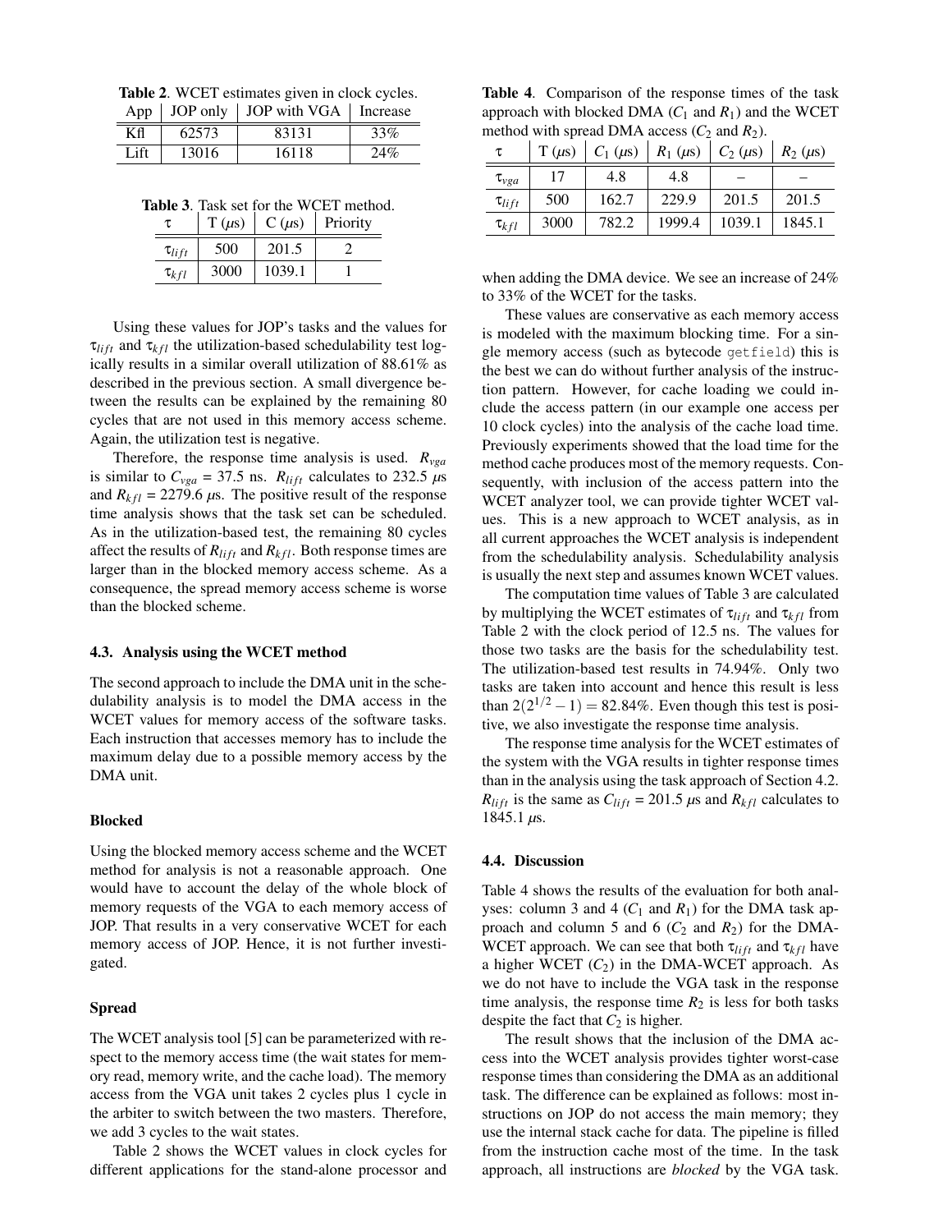**Table 2**. WCET estimates given in clock cycles.

| App | JOP only | JOP with VGA | Increase |
|---|---|---|---|
| Kfl | 62573 | 83131 | 33% |
| Lift | 13016 | 16118 | 24% |

**Table 3**. Task set for the WCET method.

| $\tau$ | T ($\mu$s) | C ($\mu$s) | Priority |
|---|---|---|---|
| $\tau_{lift}$ | 500 | 201.5 | 2 |
| $\tau_{kfl}$ | 3000 | 1039.1 | 1 |

Using these values for JOP's tasks and the values for $\tau_{lift}$ and $\tau_{kfl}$ the utilization-based schedulability test logically results in a similar overall utilization of 88.61% as described in the previous section. A small divergence between the results can be explained by the remaining 80 cycles that are not used in this memory access scheme. Again, the utilization test is negative.

Therefore, the response time analysis is used. $R_{vga}$ is similar to $C_{vga}$ = 37.5 ns. $R_{lift}$ calculates to 232.5 $\mu$s and $R_{kfl}$ = 2279.6 $\mu$s. The positive result of the response time analysis shows that the task set can be scheduled. As in the utilization-based test, the remaining 80 cycles affect the results of $R_{lift}$ and $R_{kfl}$. Both response times are larger than in the blocked memory access scheme. As a consequence, the spread memory access scheme is worse than the blocked scheme.

### 4.3. Analysis using the WCET method

The second approach to include the DMA unit in the schedulability analysis is to model the DMA access in the WCET values for memory access of the software tasks. Each instruction that accesses memory has to include the maximum delay due to a possible memory access by the DMA unit.

#### Blocked

Using the blocked memory access scheme and the WCET method for analysis is not a reasonable approach. One would have to account the delay of the whole block of memory requests of the VGA to each memory access of JOP. That results in a very conservative WCET for each memory access of JOP. Hence, it is not further investigated.

#### Spread

The WCET analysis tool [5] can be parameterized with respect to the memory access time (the wait states for memory read, memory write, and the cache load). The memory access from the VGA unit takes 2 cycles plus 1 cycle in the arbiter to switch between the two masters. Therefore, we add 3 cycles to the wait states.

Table 2 shows the WCET values in clock cycles for different applications for the stand-alone processor and when adding the DMA device. We see an increase of 24% to 33% of the WCET for the tasks.

These values are conservative as each memory access is modeled with the maximum blocking time. For a single memory access (such as bytecode `getfield`) this is the best we can do without further analysis of the instruction pattern. However, for cache loading we could include the access pattern (in our example one access per 10 clock cycles) into the analysis of the cache load time. Previously experiments showed that the load time for the method cache produces most of the memory requests. Consequently, with inclusion of the access pattern into the WCET analyzer tool, we can provide tighter WCET values. This is a new approach to WCET analysis, as in all current approaches the WCET analysis is independent from the schedulability analysis. Schedulability analysis is usually the next step and assumes known WCET values.

The computation time values of Table 3 are calculated by multiplying the WCET estimates of $\tau_{lift}$ and $\tau_{kfl}$ from Table 2 with the clock period of 12.5 ns. The values for those two tasks are the basis for the schedulability test. The utilization-based test results in 74.94%. Only two tasks are taken into account and hence this result is less than $2(2^{1/2}-1) = 82.84\%$. Even though this test is positive, we also investigate the response time analysis.

The response time analysis for the WCET estimates of the system with the VGA results in tighter response times than in the analysis using the task approach of Section 4.2. $R_{lift}$ is the same as $C_{lift}$ = 201.5 $\mu$s and $R_{kfl}$ calculates to 1845.1 $\mu$s.

**Table 4**. Comparison of the response times of the task approach with blocked DMA ($C_1$ and $R_1$) and the WCET method with spread DMA access ($C_2$ and $R_2$).

| $\tau$ | T ($\mu$s) | $C_1$ ($\mu$s) | $R_1$ ($\mu$s) | $C_2$ ($\mu$s) | $R_2$ ($\mu$s) |
|---|---|---|---|---|---|
| $\tau_{vga}$ | 17 | 4.8 | 4.8 | – | – |
| $\tau_{lift}$ | 500 | 162.7 | 229.9 | 201.5 | 201.5 |
| $\tau_{kfl}$ | 3000 | 782.2 | 1999.4 | 1039.1 | 1845.1 |

### 4.4. Discussion

Table 4 shows the results of the evaluation for both analyses: column 3 and 4 ($C_1$ and $R_1$) for the DMA task approach and column 5 and 6 ($C_2$ and $R_2$) for the DMA-WCET approach. We can see that both $\tau_{lift}$ and $\tau_{kfl}$ have a higher WCET ($C_2$) in the DMA-WCET approach. As we do not have to include the VGA task in the response time analysis, the response time $R_2$ is less for both tasks despite the fact that $C_2$ is higher.

The result shows that the inclusion of the DMA access into the WCET analysis provides tighter worst-case response times than considering the DMA as an additional task. The difference can be explained as follows: most instructions on JOP do not access the main memory; they use the internal stack cache for data. The pipeline is filled from the instruction cache most of the time. In the task approach, all instructions are *blocked* by the VGA task.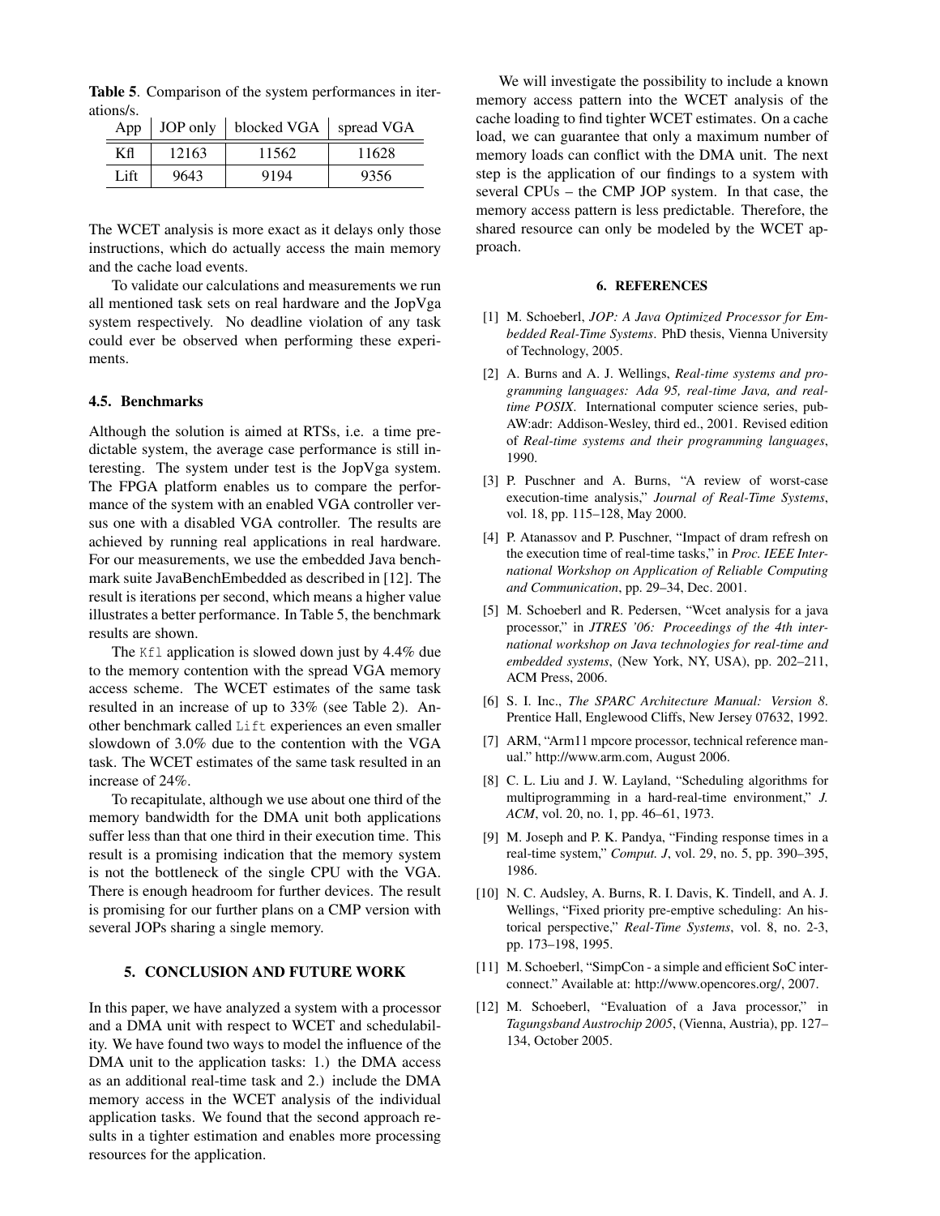**Table 5**. Comparison of the system performances in iterations/s.

| App | JOP only | blocked VGA | spread VGA |
|---|---|---|---|
| Kfl | 12163 | 11562 | 11628 |
| Lift | 9643 | 9194 | 9356 |

The WCET analysis is more exact as it delays only those instructions, which do actually access the main memory and the cache load events.

To validate our calculations and measurements we run all mentioned task sets on real hardware and the JopVga system respectively. No deadline violation of any task could ever be observed when performing these experiments.

### 4.5. Benchmarks

Although the solution is aimed at RTSs, i.e. a time predictable system, the average case performance is still interesting. The system under test is the JopVga system. The FPGA platform enables us to compare the performance of the system with an enabled VGA controller versus one with a disabled VGA controller. The results are achieved by running real applications in real hardware. For our measurements, we use the embedded Java benchmark suite JavaBenchEmbedded as described in [12]. The result is iterations per second, which means a higher value illustrates a better performance. In Table 5, the benchmark results are shown.

The `Kfl` application is slowed down just by 4.4% due to the memory contention with the spread VGA memory access scheme. The WCET estimates of the same task resulted in an increase of up to 33% (see Table 2). Another benchmark called `Lift` experiences an even smaller slowdown of 3.0% due to the contention with the VGA task. The WCET estimates of the same task resulted in an increase of 24%.

To recapitulate, although we use about one third of the memory bandwidth for the DMA unit both applications suffer less than that one third in their execution time. This result is a promising indication that the memory system is not the bottleneck of the single CPU with the VGA. There is enough headroom for further devices. The result is promising for our further plans on a CMP version with several JOPs sharing a single memory.

## 5. CONCLUSION AND FUTURE WORK

In this paper, we have analyzed a system with a processor and a DMA unit with respect to WCET and schedulability. We have found two ways to model the influence of the DMA unit to the application tasks: 1.) the DMA access as an additional real-time task and 2.) include the DMA memory access in the WCET analysis of the individual application tasks. We found that the second approach results in a tighter estimation and enables more processing resources for the application.

We will investigate the possibility to include a known memory access pattern into the WCET analysis of the cache loading to find tighter WCET estimates. On a cache load, we can guarantee that only a maximum number of memory loads can conflict with the DMA unit. The next step is the application of our findings to a system with several CPUs – the CMP JOP system. In that case, the memory access pattern is less predictable. Therefore, the shared resource can only be modeled by the WCET approach.

## 6. REFERENCES

[1] M. Schoeberl, *JOP: A Java Optimized Processor for Embedded Real-Time Systems*. PhD thesis, Vienna University of Technology, 2005.

[2] A. Burns and A. J. Wellings, *Real-time systems and programming languages: Ada 95, real-time Java, and real-time POSIX*. International computer science series, pub-AW:adr: Addison-Wesley, third ed., 2001. Revised edition of *Real-time systems and their programming languages*, 1990.

[3] P. Puschner and A. Burns, "A review of worst-case execution-time analysis," *Journal of Real-Time Systems*, vol. 18, pp. 115–128, May 2000.

[4] P. Atanassov and P. Puschner, "Impact of dram refresh on the execution time of real-time tasks," in *Proc. IEEE International Workshop on Application of Reliable Computing and Communication*, pp. 29–34, Dec. 2001.

[5] M. Schoeberl and R. Pedersen, "Wcet analysis for a java processor," in *JTRES '06: Proceedings of the 4th international workshop on Java technologies for real-time and embedded systems*, (New York, NY, USA), pp. 202–211, ACM Press, 2006.

[6] S. I. Inc., *The SPARC Architecture Manual: Version 8*. Prentice Hall, Englewood Cliffs, New Jersey 07632, 1992.

[7] ARM, "Arm11 mpcore processor, technical reference manual." http://www.arm.com, August 2006.

[8] C. L. Liu and J. W. Layland, "Scheduling algorithms for multiprogramming in a hard-real-time environment," *J. ACM*, vol. 20, no. 1, pp. 46–61, 1973.

[9] M. Joseph and P. K. Pandya, "Finding response times in a real-time system," *Comput. J*, vol. 29, no. 5, pp. 390–395, 1986.

[10] N. C. Audsley, A. Burns, R. I. Davis, K. Tindell, and A. J. Wellings, "Fixed priority pre-emptive scheduling: An historical perspective," *Real-Time Systems*, vol. 8, no. 2-3, pp. 173–198, 1995.

[11] M. Schoeberl, "SimpCon - a simple and efficient SoC interconnect." Available at: http://www.opencores.org/, 2007.

[12] M. Schoeberl, "Evaluation of a Java processor," in *Tagungsband Austrochip 2005*, (Vienna, Austria), pp. 127–134, October 2005.